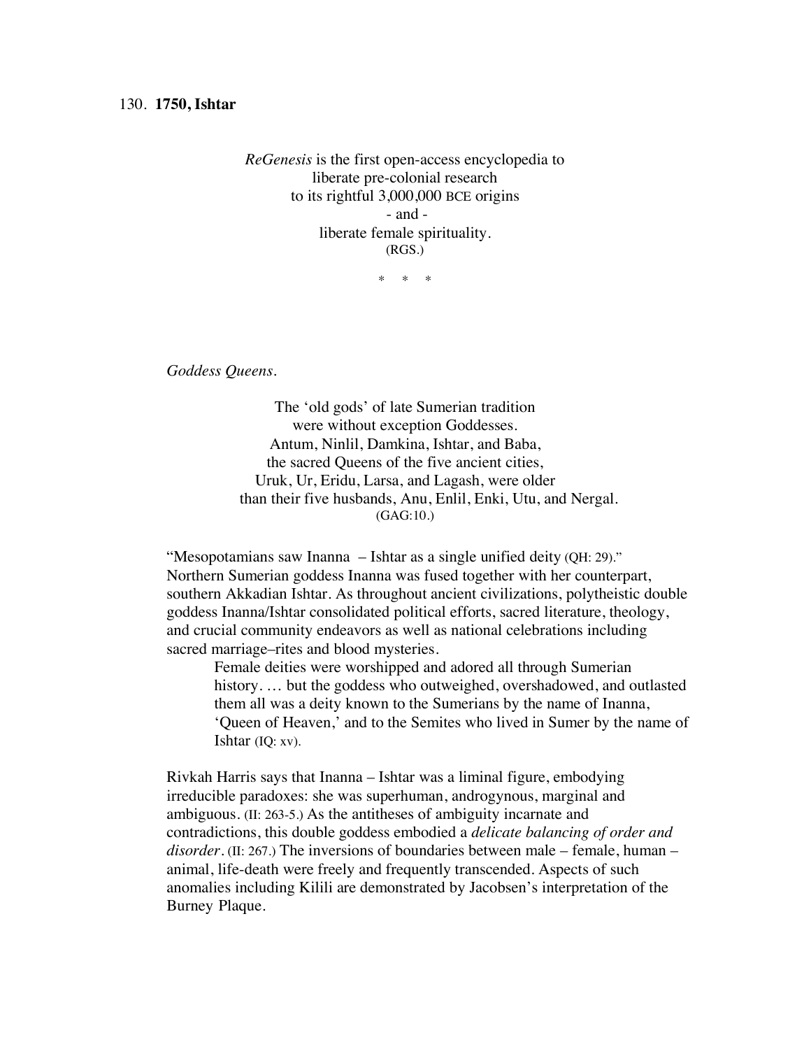130. **1750, Ishtar**

*ReGenesis* is the first open-access encyclopedia to
liberate pre-colonial research
to its rightful 3,000,000 BCE origins
- and -
liberate female spirituality.
(RGS.)

\*    \*    \*

*Goddess Queens.*

The 'old gods' of late Sumerian tradition
were without exception Goddesses.
Antum, Ninlil, Damkina, Ishtar, and Baba,
the sacred Queens of the five ancient cities,
Uruk, Ur, Eridu, Larsa, and Lagash, were older
than their five husbands, Anu, Enlil, Enki, Utu, and Nergal.
(GAG:10.)

"Mesopotamians saw Inanna – Ishtar as a single unified deity (QH: 29)." Northern Sumerian goddess Inanna was fused together with her counterpart, southern Akkadian Ishtar. As throughout ancient civilizations, polytheistic double goddess Inanna/Ishtar consolidated political efforts, sacred literature, theology, and crucial community endeavors as well as national celebrations including sacred marriage–rites and blood mysteries.

> Female deities were worshipped and adored all through Sumerian history. … but the goddess who outweighed, overshadowed, and outlasted them all was a deity known to the Sumerians by the name of Inanna, 'Queen of Heaven,' and to the Semites who lived in Sumer by the name of Ishtar (IQ: xv).

Rivkah Harris says that Inanna – Ishtar was a liminal figure, embodying irreducible paradoxes: she was superhuman, androgynous, marginal and ambiguous. (II: 263-5.) As the antitheses of ambiguity incarnate and contradictions, this double goddess embodied a *delicate balancing of order and disorder*. (II: 267.) The inversions of boundaries between male – female, human – animal, life-death were freely and frequently transcended. Aspects of such anomalies including Kilili are demonstrated by Jacobsen's interpretation of the Burney Plaque.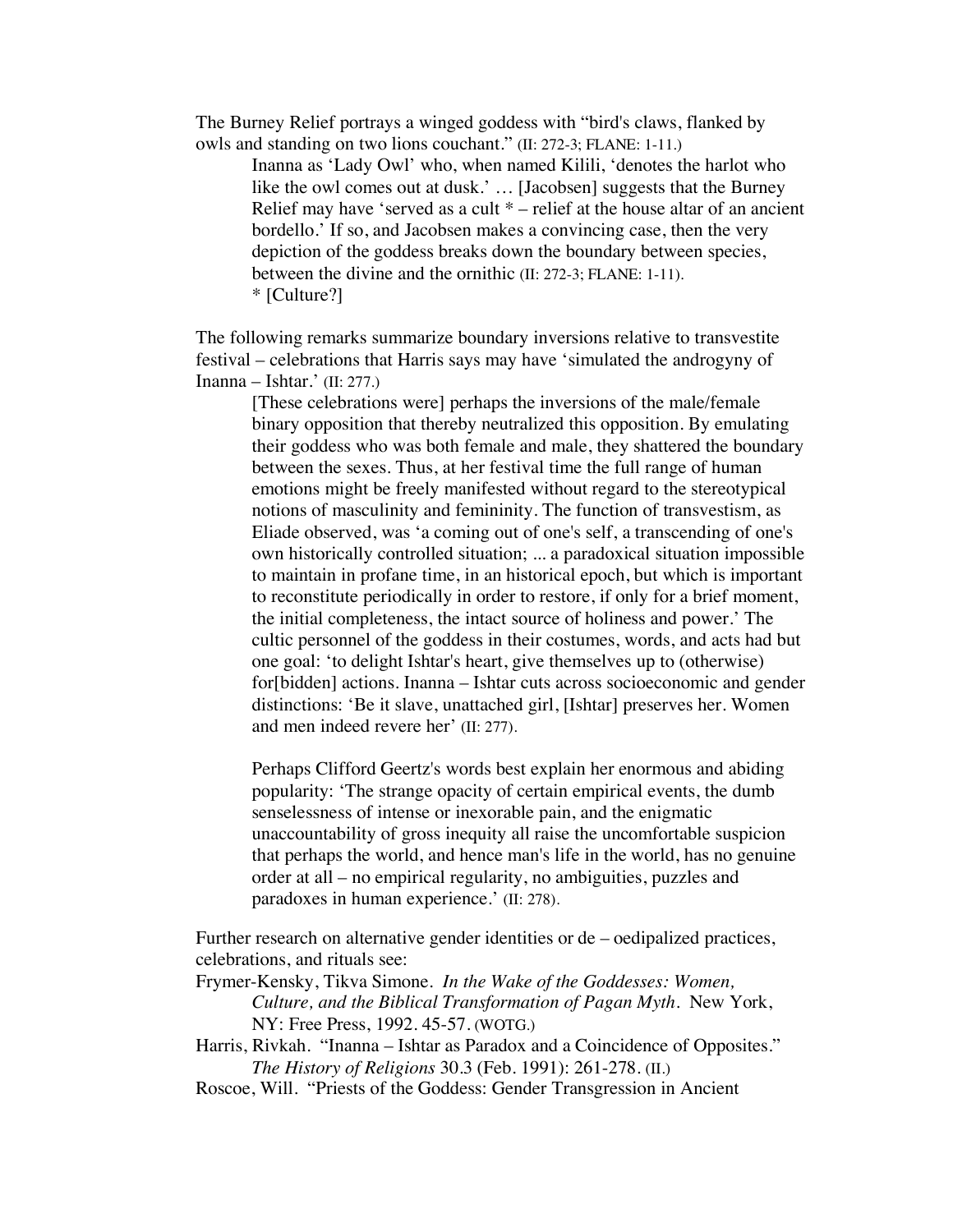The Burney Relief portrays a winged goddess with "bird's claws, flanked by owls and standing on two lions couchant." (II: 272-3; FLANE: 1-11.)

> Inanna as 'Lady Owl' who, when named Kilili, 'denotes the harlot who like the owl comes out at dusk.' … [Jacobsen] suggests that the Burney Relief may have 'served as a cult * – relief at the house altar of an ancient bordello.' If so, and Jacobsen makes a convincing case, then the very depiction of the goddess breaks down the boundary between species, between the divine and the ornithic (II: 272-3; FLANE: 1-11).
> * [Culture?]

The following remarks summarize boundary inversions relative to transvestite festival – celebrations that Harris says may have 'simulated the androgyny of Inanna – Ishtar.' (II: 277.)

> [These celebrations were] perhaps the inversions of the male/female binary opposition that thereby neutralized this opposition. By emulating their goddess who was both female and male, they shattered the boundary between the sexes. Thus, at her festival time the full range of human emotions might be freely manifested without regard to the stereotypical notions of masculinity and femininity. The function of transvestism, as Eliade observed, was 'a coming out of one's self, a transcending of one's own historically controlled situation; ... a paradoxical situation impossible to maintain in profane time, in an historical epoch, but which is important to reconstitute periodically in order to restore, if only for a brief moment, the initial completeness, the intact source of holiness and power.' The cultic personnel of the goddess in their costumes, words, and acts had but one goal: 'to delight Ishtar's heart, give themselves up to (otherwise) for[bidden] actions. Inanna – Ishtar cuts across socioeconomic and gender distinctions: 'Be it slave, unattached girl, [Ishtar] preserves her. Women and men indeed revere her' (II: 277).
>
> Perhaps Clifford Geertz's words best explain her enormous and abiding popularity: 'The strange opacity of certain empirical events, the dumb senselessness of intense or inexorable pain, and the enigmatic unaccountability of gross inequity all raise the uncomfortable suspicion that perhaps the world, and hence man's life in the world, has no genuine order at all – no empirical regularity, no ambiguities, puzzles and paradoxes in human experience.' (II: 278).

Further research on alternative gender identities or de – oedipalized practices, celebrations, and rituals see:

Frymer-Kensky, Tikva Simone. *In the Wake of the Goddesses: Women, Culture, and the Biblical Transformation of Pagan Myth*. New York, NY: Free Press, 1992. 45-57. (WOTG.)

Harris, Rivkah. "Inanna – Ishtar as Paradox and a Coincidence of Opposites." *The History of Religions* 30.3 (Feb. 1991): 261-278. (II.)

Roscoe, Will. "Priests of the Goddess: Gender Transgression in Ancient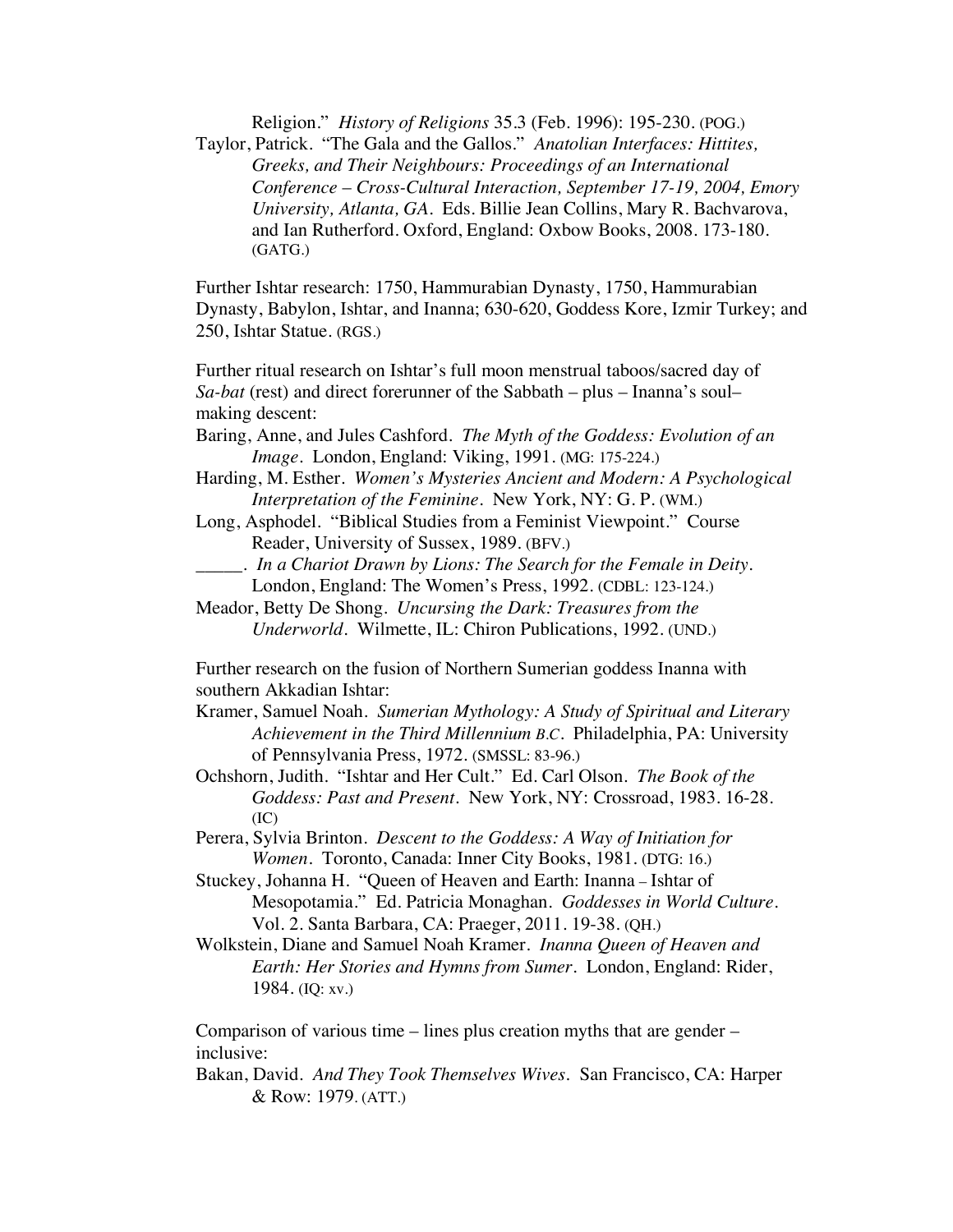Religion." *History of Religions* 35.3 (Feb. 1996): 195-230. (POG.)

Taylor, Patrick. "The Gala and the Gallos." *Anatolian Interfaces: Hittites, Greeks, and Their Neighbours: Proceedings of an International Conference – Cross-Cultural Interaction, September 17-19, 2004, Emory University, Atlanta, GA*. Eds. Billie Jean Collins, Mary R. Bachvarova, and Ian Rutherford. Oxford, England: Oxbow Books, 2008. 173-180. (GATG.)

Further Ishtar research: 1750, Hammurabian Dynasty, 1750, Hammurabian Dynasty, Babylon, Ishtar, and Inanna; 630-620, Goddess Kore, Izmir Turkey; and 250, Ishtar Statue. (RGS.)

Further ritual research on Ishtar's full moon menstrual taboos/sacred day of *Sa-bat* (rest) and direct forerunner of the Sabbath – plus – Inanna's soul–making descent:

Baring, Anne, and Jules Cashford. *The Myth of the Goddess: Evolution of an Image*. London, England: Viking, 1991. (MG: 175-224.)

Harding, M. Esther. *Women's Mysteries Ancient and Modern: A Psychological Interpretation of the Feminine*. New York, NY: G. P. (WM.)

Long, Asphodel. "Biblical Studies from a Feminist Viewpoint." Course Reader, University of Sussex, 1989. (BFV.)

_____. *In a Chariot Drawn by Lions: The Search for the Female in Deity*. London, England: The Women's Press, 1992. (CDBL: 123-124.)

Meador, Betty De Shong. *Uncursing the Dark: Treasures from the Underworld*. Wilmette, IL: Chiron Publications, 1992. (UND.)

Further research on the fusion of Northern Sumerian goddess Inanna with southern Akkadian Ishtar:

Kramer, Samuel Noah. *Sumerian Mythology: A Study of Spiritual and Literary Achievement in the Third Millennium B.C*. Philadelphia, PA: University of Pennsylvania Press, 1972. (SMSSL: 83-96.)

Ochshorn, Judith. "Ishtar and Her Cult." Ed. Carl Olson. *The Book of the Goddess: Past and Present*. New York, NY: Crossroad, 1983. 16-28. (IC)

Perera, Sylvia Brinton. *Descent to the Goddess: A Way of Initiation for Women*. Toronto, Canada: Inner City Books, 1981. (DTG: 16.)

Stuckey, Johanna H. "Queen of Heaven and Earth: Inanna – Ishtar of Mesopotamia." Ed. Patricia Monaghan. *Goddesses in World Culture*. Vol. 2. Santa Barbara, CA: Praeger, 2011. 19-38. (QH.)

Wolkstein, Diane and Samuel Noah Kramer. *Inanna Queen of Heaven and Earth: Her Stories and Hymns from Sumer*. London, England: Rider, 1984. (IQ: xv.)

Comparison of various time – lines plus creation myths that are gender – inclusive:

Bakan, David. *And They Took Themselves Wives*. San Francisco, CA: Harper & Row: 1979. (ATT.)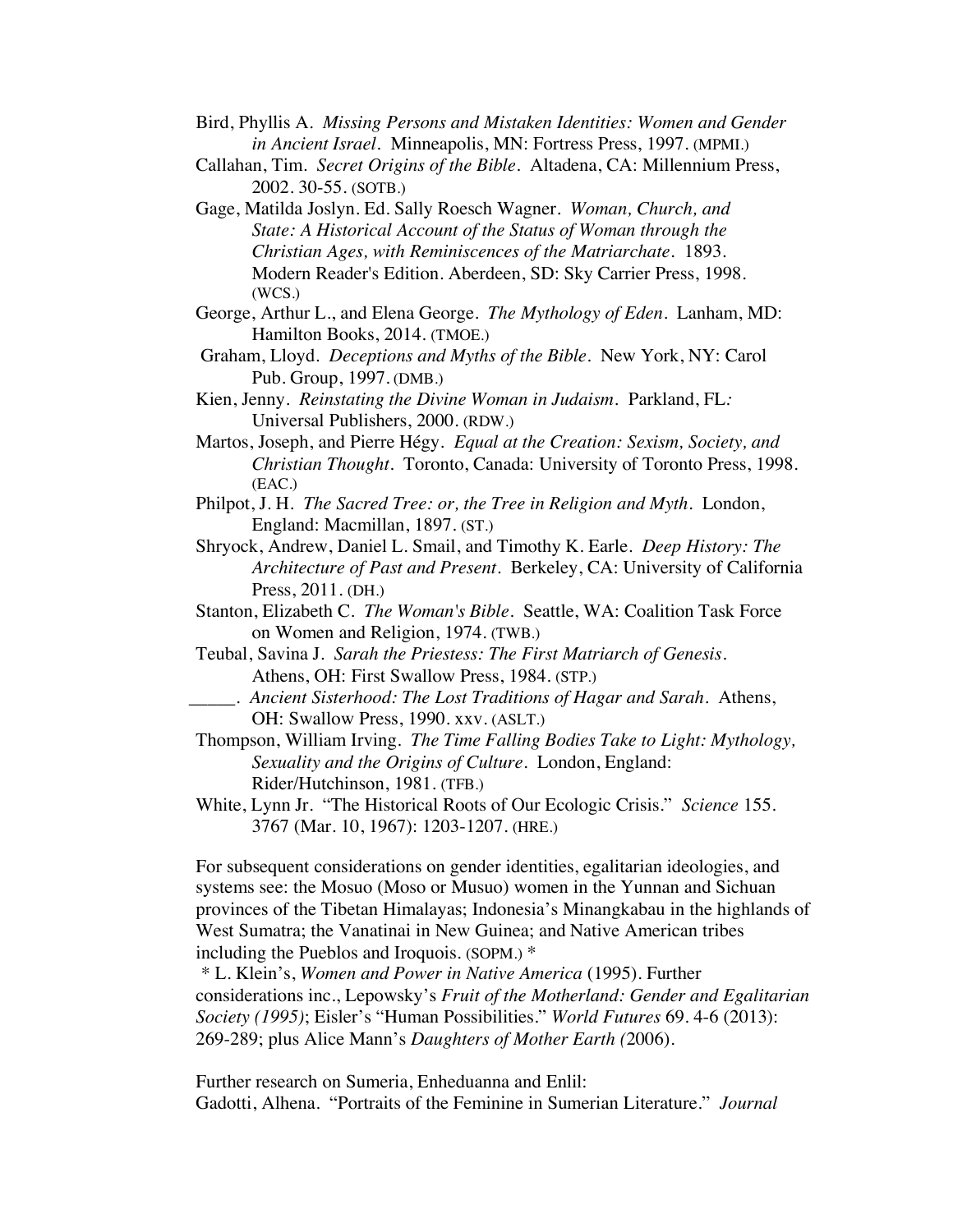Bird, Phyllis A. *Missing Persons and Mistaken Identities: Women and Gender in Ancient Israel*. Minneapolis, MN: Fortress Press, 1997. (MPMI.)

Callahan, Tim. *Secret Origins of the Bible*. Altadena, CA: Millennium Press, 2002. 30-55. (SOTB.)

Gage, Matilda Joslyn. Ed. Sally Roesch Wagner. *Woman, Church, and State: A Historical Account of the Status of Woman through the Christian Ages, with Reminiscences of the Matriarchate*. 1893. Modern Reader's Edition. Aberdeen, SD: Sky Carrier Press, 1998. (WCS.)

George, Arthur L., and Elena George. *The Mythology of Eden*. Lanham, MD: Hamilton Books, 2014. (TMOE.)

Graham, Lloyd. *Deceptions and Myths of the Bible*. New York, NY: Carol Pub. Group, 1997. (DMB.)

Kien, Jenny. *Reinstating the Divine Woman in Judaism*. Parkland, FL*:* Universal Publishers, 2000. (RDW.)

Martos, Joseph, and Pierre Hégy. *Equal at the Creation: Sexism, Society, and Christian Thought*. Toronto, Canada: University of Toronto Press, 1998. (EAC.)

Philpot, J. H. *The Sacred Tree: or, the Tree in Religion and Myth*. London, England: Macmillan, 1897. (ST.)

Shryock, Andrew, Daniel L. Smail, and Timothy K. Earle. *Deep History: The Architecture of Past and Present*. Berkeley, CA: University of California Press, 2011. (DH.)

Stanton, Elizabeth C. *The Woman's Bible*. Seattle, WA: Coalition Task Force on Women and Religion, 1974. (TWB.)

Teubal, Savina J. *Sarah the Priestess: The First Matriarch of Genesis*. Athens, OH: First Swallow Press, 1984. (STP.)

_____. *Ancient Sisterhood: The Lost Traditions of Hagar and Sarah*. Athens, OH: Swallow Press, 1990. xxv. (ASLT.)

Thompson, William Irving. *The Time Falling Bodies Take to Light: Mythology, Sexuality and the Origins of Culture*. London, England: Rider/Hutchinson, 1981. (TFB.)

White, Lynn Jr. "The Historical Roots of Our Ecologic Crisis." *Science* 155. 3767 (Mar. 10, 1967): 1203-1207. (HRE.)

For subsequent considerations on gender identities, egalitarian ideologies, and systems see: the Mosuo (Moso or Musuo) women in the Yunnan and Sichuan provinces of the Tibetan Himalayas; Indonesia's Minangkabau in the highlands of West Sumatra; the Vanatinai in New Guinea; and Native American tribes including the Pueblos and Iroquois. (SOPM.) *

* L. Klein's, *Women and Power in Native America* (1995). Further considerations inc., Lepowsky's *Fruit of the Motherland: Gender and Egalitarian Society (1995)*; Eisler's "Human Possibilities." *World Futures* 69. 4-6 (2013): 269-289; plus Alice Mann's *Daughters of Mother Earth (*2006).

Further research on Sumeria, Enheduanna and Enlil:

Gadotti, Alhena. "Portraits of the Feminine in Sumerian Literature." *Journal*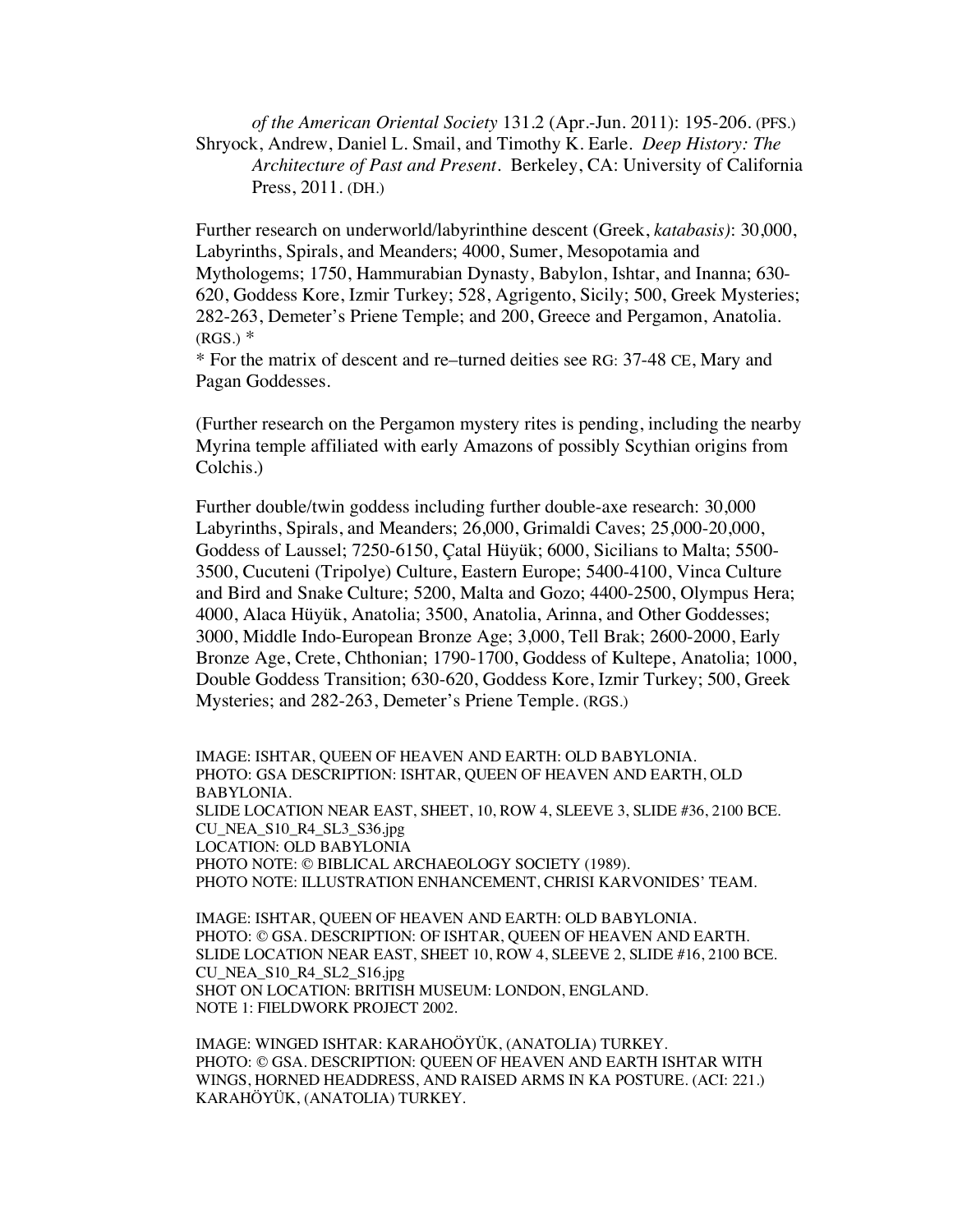*of the American Oriental Society* 131.2 (Apr.-Jun. 2011): 195-206. (PFS.)

Shryock, Andrew, Daniel L. Smail, and Timothy K. Earle. *Deep History: The Architecture of Past and Present*. Berkeley, CA: University of California Press, 2011. (DH.)

Further research on underworld/labyrinthine descent (Greek, *katabasis)*: 30,000, Labyrinths, Spirals, and Meanders; 4000, Sumer, Mesopotamia and Mythologems; 1750, Hammurabian Dynasty, Babylon, Ishtar, and Inanna; 630-620, Goddess Kore, Izmir Turkey; 528, Agrigento, Sicily; 500, Greek Mysteries; 282-263, Demeter's Priene Temple; and 200, Greece and Pergamon, Anatolia. (RGS.) *

* For the matrix of descent and re–turned deities see RG: 37-48 CE, Mary and Pagan Goddesses.

(Further research on the Pergamon mystery rites is pending, including the nearby Myrina temple affiliated with early Amazons of possibly Scythian origins from Colchis.)

Further double/twin goddess including further double-axe research: 30,000 Labyrinths, Spirals, and Meanders; 26,000, Grimaldi Caves; 25,000-20,000, Goddess of Laussel; 7250-6150, Çatal Hüyük; 6000, Sicilians to Malta; 5500-3500, Cucuteni (Tripolye) Culture, Eastern Europe; 5400-4100, Vinca Culture and Bird and Snake Culture; 5200, Malta and Gozo; 4400-2500, Olympus Hera; 4000, Alaca Hüyük, Anatolia; 3500, Anatolia, Arinna, and Other Goddesses; 3000, Middle Indo-European Bronze Age; 3,000, Tell Brak; 2600-2000, Early Bronze Age, Crete, Chthonian; 1790-1700, Goddess of Kultepe, Anatolia; 1000, Double Goddess Transition; 630-620, Goddess Kore, Izmir Turkey; 500, Greek Mysteries; and 282-263, Demeter's Priene Temple. (RGS.)

IMAGE: ISHTAR, QUEEN OF HEAVEN AND EARTH: OLD BABYLONIA.
PHOTO: GSA DESCRIPTION: ISHTAR, QUEEN OF HEAVEN AND EARTH, OLD BABYLONIA.
SLIDE LOCATION NEAR EAST, SHEET, 10, ROW 4, SLEEVE 3, SLIDE #36, 2100 BCE.
CU_NEA_S10_R4_SL3_S36.jpg
LOCATION: OLD BABYLONIA
PHOTO NOTE: © BIBLICAL ARCHAEOLOGY SOCIETY (1989).
PHOTO NOTE: ILLUSTRATION ENHANCEMENT, CHRISI KARVONIDES' TEAM.

IMAGE: ISHTAR, QUEEN OF HEAVEN AND EARTH: OLD BABYLONIA.
PHOTO: © GSA. DESCRIPTION: OF ISHTAR, QUEEN OF HEAVEN AND EARTH.
SLIDE LOCATION NEAR EAST, SHEET 10, ROW 4, SLEEVE 2, SLIDE #16, 2100 BCE.
CU_NEA_S10_R4_SL2_S16.jpg
SHOT ON LOCATION: BRITISH MUSEUM: LONDON, ENGLAND.
NOTE 1: FIELDWORK PROJECT 2002.

IMAGE: WINGED ISHTAR: KARAHOÖYÜK, (ANATOLIA) TURKEY.
PHOTO: © GSA. DESCRIPTION: QUEEN OF HEAVEN AND EARTH ISHTAR WITH WINGS, HORNED HEADDRESS, AND RAISED ARMS IN KA POSTURE. (ACI: 221.)
KARAHÖYÜK, (ANATOLIA) TURKEY.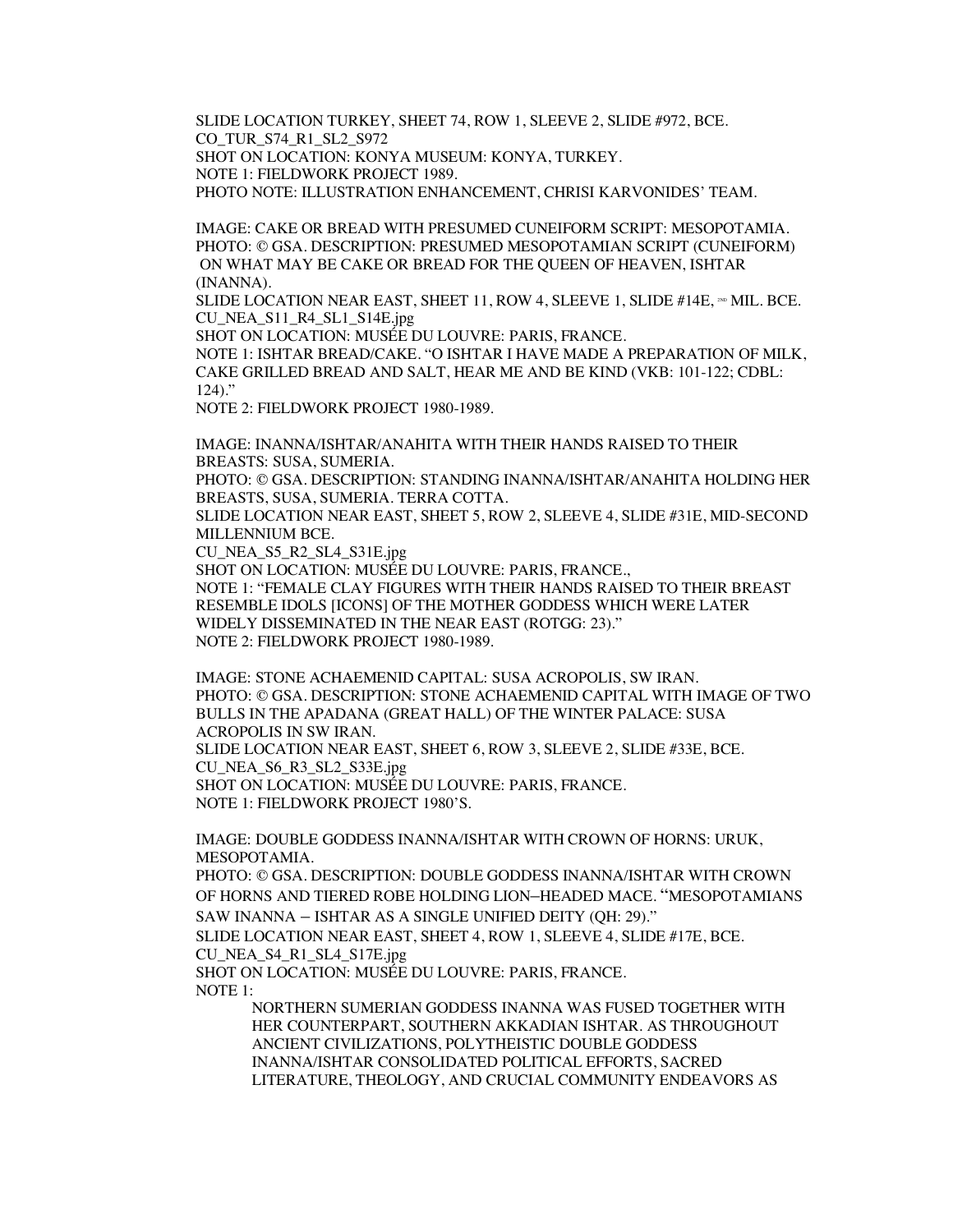SLIDE LOCATION TURKEY, SHEET 74, ROW 1, SLEEVE 2, SLIDE #972, BCE.
CO_TUR_S74_R1_SL2_S972
SHOT ON LOCATION: KONYA MUSEUM: KONYA, TURKEY.
NOTE 1: FIELDWORK PROJECT 1989.
PHOTO NOTE: ILLUSTRATION ENHANCEMENT, CHRISI KARVONIDES' TEAM.

IMAGE: CAKE OR BREAD WITH PRESUMED CUNEIFORM SCRIPT: MESOPOTAMIA.
PHOTO: © GSA. DESCRIPTION: PRESUMED MESOPOTAMIAN SCRIPT (CUNEIFORM) ON WHAT MAY BE CAKE OR BREAD FOR THE QUEEN OF HEAVEN, ISHTAR (INANNA).
SLIDE LOCATION NEAR EAST, SHEET 11, ROW 4, SLEEVE 1, SLIDE #14E, 2ND MIL. BCE.
CU_NEA_S11_R4_SL1_S14E.jpg
SHOT ON LOCATION: MUSÉE DU LOUVRE: PARIS, FRANCE.
NOTE 1: ISHTAR BREAD/CAKE. "O ISHTAR I HAVE MADE A PREPARATION OF MILK, CAKE GRILLED BREAD AND SALT, HEAR ME AND BE KIND (VKB: 101-122; CDBL: 124)."
NOTE 2: FIELDWORK PROJECT 1980-1989.

IMAGE: INANNA/ISHTAR/ANAHITA WITH THEIR HANDS RAISED TO THEIR BREASTS: SUSA, SUMERIA.
PHOTO: © GSA. DESCRIPTION: STANDING INANNA/ISHTAR/ANAHITA HOLDING HER BREASTS, SUSA, SUMERIA. TERRA COTTA.
SLIDE LOCATION NEAR EAST, SHEET 5, ROW 2, SLEEVE 4, SLIDE #31E, MID-SECOND MILLENNIUM BCE.
CU_NEA_S5_R2_SL4_S31E.jpg
SHOT ON LOCATION: MUSÉE DU LOUVRE: PARIS, FRANCE.,
NOTE 1: "FEMALE CLAY FIGURES WITH THEIR HANDS RAISED TO THEIR BREAST RESEMBLE IDOLS [ICONS] OF THE MOTHER GODDESS WHICH WERE LATER WIDELY DISSEMINATED IN THE NEAR EAST (ROTGG: 23)."
NOTE 2: FIELDWORK PROJECT 1980-1989.

IMAGE: STONE ACHAEMENID CAPITAL: SUSA ACROPOLIS, SW IRAN.
PHOTO: © GSA. DESCRIPTION: STONE ACHAEMENID CAPITAL WITH IMAGE OF TWO BULLS IN THE APADANA (GREAT HALL) OF THE WINTER PALACE: SUSA ACROPOLIS IN SW IRAN.
SLIDE LOCATION NEAR EAST, SHEET 6, ROW 3, SLEEVE 2, SLIDE #33E, BCE.
CU_NEA_S6_R3_SL2_S33E.jpg
SHOT ON LOCATION: MUSÉE DU LOUVRE: PARIS, FRANCE.
NOTE 1: FIELDWORK PROJECT 1980'S.

IMAGE: DOUBLE GODDESS INANNA/ISHTAR WITH CROWN OF HORNS: URUK, MESOPOTAMIA.
PHOTO: © GSA. DESCRIPTION: DOUBLE GODDESS INANNA/ISHTAR WITH CROWN OF HORNS AND TIERED ROBE HOLDING LION–HEADED MACE. "MESOPOTAMIANS SAW INANNA – ISHTAR AS A SINGLE UNIFIED DEITY (QH: 29)."
SLIDE LOCATION NEAR EAST, SHEET 4, ROW 1, SLEEVE 4, SLIDE #17E, BCE.
CU_NEA_S4_R1_SL4_S17E.jpg
SHOT ON LOCATION: MUSÉE DU LOUVRE: PARIS, FRANCE.
NOTE 1:

> NORTHERN SUMERIAN GODDESS INANNA WAS FUSED TOGETHER WITH HER COUNTERPART, SOUTHERN AKKADIAN ISHTAR. AS THROUGHOUT ANCIENT CIVILIZATIONS, POLYTHEISTIC DOUBLE GODDESS INANNA/ISHTAR CONSOLIDATED POLITICAL EFFORTS, SACRED LITERATURE, THEOLOGY, AND CRUCIAL COMMUNITY ENDEAVORS AS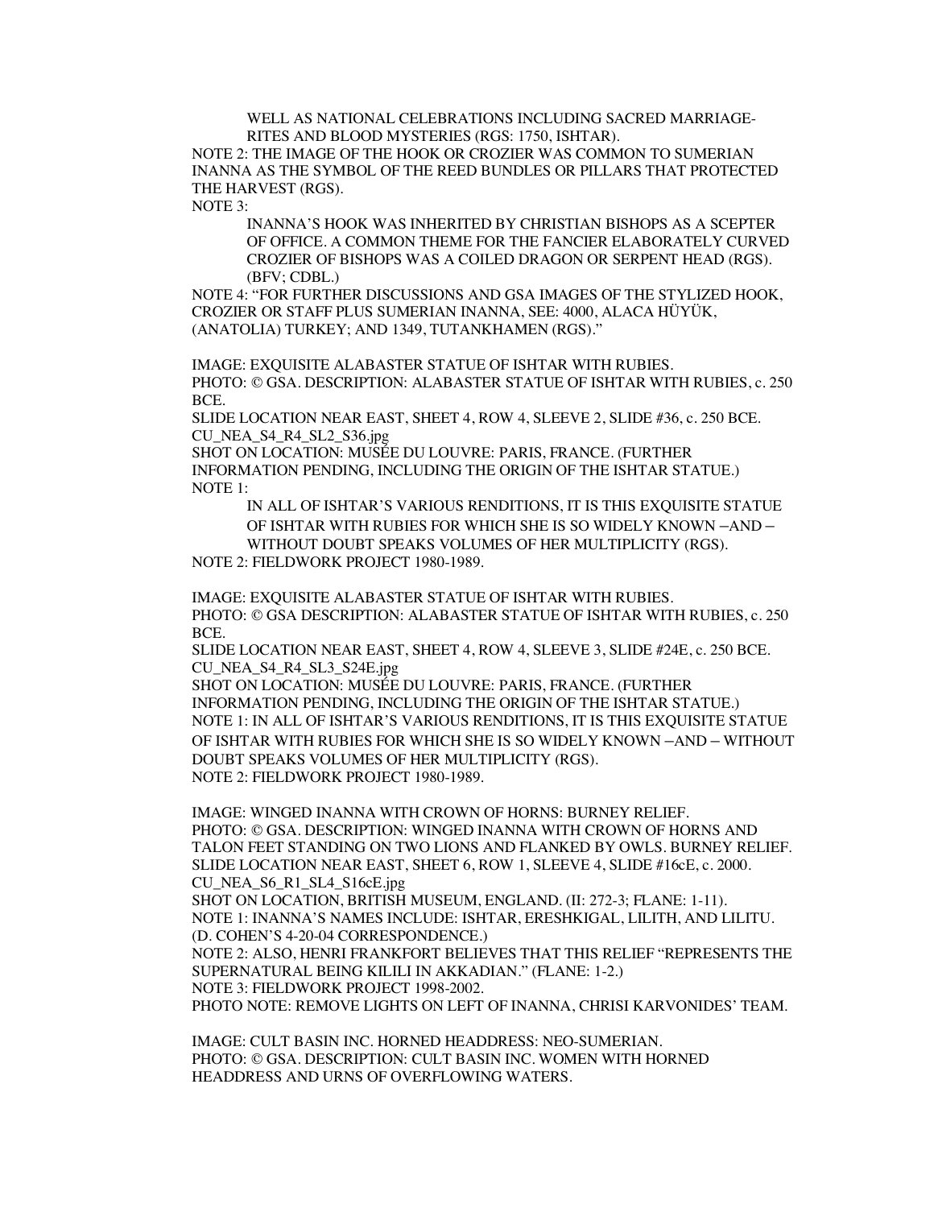WELL AS NATIONAL CELEBRATIONS INCLUDING SACRED MARRIAGE-RITES AND BLOOD MYSTERIES (RGS: 1750, ISHTAR).

NOTE 2: THE IMAGE OF THE HOOK OR CROZIER WAS COMMON TO SUMERIAN INANNA AS THE SYMBOL OF THE REED BUNDLES OR PILLARS THAT PROTECTED THE HARVEST (RGS).

NOTE 3:

INANNA'S HOOK WAS INHERITED BY CHRISTIAN BISHOPS AS A SCEPTER OF OFFICE. A COMMON THEME FOR THE FANCIER ELABORATELY CURVED CROZIER OF BISHOPS WAS A COILED DRAGON OR SERPENT HEAD (RGS). (BFV; CDBL.)

NOTE 4: "FOR FURTHER DISCUSSIONS AND GSA IMAGES OF THE STYLIZED HOOK, CROZIER OR STAFF PLUS SUMERIAN INANNA, SEE: 4000, ALACA HÜYÜK, (ANATOLIA) TURKEY; AND 1349, TUTANKHAMEN (RGS)."

IMAGE: EXQUISITE ALABASTER STATUE OF ISHTAR WITH RUBIES.
PHOTO: © GSA. DESCRIPTION: ALABASTER STATUE OF ISHTAR WITH RUBIES, c. 250 BCE.
SLIDE LOCATION NEAR EAST, SHEET 4, ROW 4, SLEEVE 2, SLIDE #36, c. 250 BCE.
CU_NEA_S4_R4_SL2_S36.jpg
SHOT ON LOCATION: MUSÉE DU LOUVRE: PARIS, FRANCE. (FURTHER INFORMATION PENDING, INCLUDING THE ORIGIN OF THE ISHTAR STATUE.)
NOTE 1:

IN ALL OF ISHTAR'S VARIOUS RENDITIONS, IT IS THIS EXQUISITE STATUE OF ISHTAR WITH RUBIES FOR WHICH SHE IS SO WIDELY KNOWN –AND – WITHOUT DOUBT SPEAKS VOLUMES OF HER MULTIPLICITY (RGS).

NOTE 2: FIELDWORK PROJECT 1980-1989.

IMAGE: EXQUISITE ALABASTER STATUE OF ISHTAR WITH RUBIES.
PHOTO: © GSA DESCRIPTION: ALABASTER STATUE OF ISHTAR WITH RUBIES, c. 250 BCE.
SLIDE LOCATION NEAR EAST, SHEET 4, ROW 4, SLEEVE 3, SLIDE #24E, c. 250 BCE.
CU_NEA_S4_R4_SL3_S24E.jpg
SHOT ON LOCATION: MUSÉE DU LOUVRE: PARIS, FRANCE. (FURTHER INFORMATION PENDING, INCLUDING THE ORIGIN OF THE ISHTAR STATUE.)
NOTE 1: IN ALL OF ISHTAR'S VARIOUS RENDITIONS, IT IS THIS EXQUISITE STATUE OF ISHTAR WITH RUBIES FOR WHICH SHE IS SO WIDELY KNOWN –AND – WITHOUT DOUBT SPEAKS VOLUMES OF HER MULTIPLICITY (RGS).
NOTE 2: FIELDWORK PROJECT 1980-1989.

IMAGE: WINGED INANNA WITH CROWN OF HORNS: BURNEY RELIEF.
PHOTO: © GSA. DESCRIPTION: WINGED INANNA WITH CROWN OF HORNS AND TALON FEET STANDING ON TWO LIONS AND FLANKED BY OWLS. BURNEY RELIEF.
SLIDE LOCATION NEAR EAST, SHEET 6, ROW 1, SLEEVE 4, SLIDE #16cE, c. 2000.
CU_NEA_S6_R1_SL4_S16cE.jpg
SHOT ON LOCATION, BRITISH MUSEUM, ENGLAND. (II: 272-3; FLANE: 1-11).
NOTE 1: INANNA'S NAMES INCLUDE: ISHTAR, ERESHKIGAL, LILITH, AND LILITU. (D. COHEN'S 4-20-04 CORRESPONDENCE.)
NOTE 2: ALSO, HENRI FRANKFORT BELIEVES THAT THIS RELIEF "REPRESENTS THE SUPERNATURAL BEING KILILI IN AKKADIAN." (FLANE: 1-2.)
NOTE 3: FIELDWORK PROJECT 1998-2002.
PHOTO NOTE: REMOVE LIGHTS ON LEFT OF INANNA, CHRISI KARVONIDES' TEAM.

IMAGE: CULT BASIN INC. HORNED HEADDRESS: NEO-SUMERIAN.
PHOTO: © GSA. DESCRIPTION: CULT BASIN INC. WOMEN WITH HORNED HEADDRESS AND URNS OF OVERFLOWING WATERS.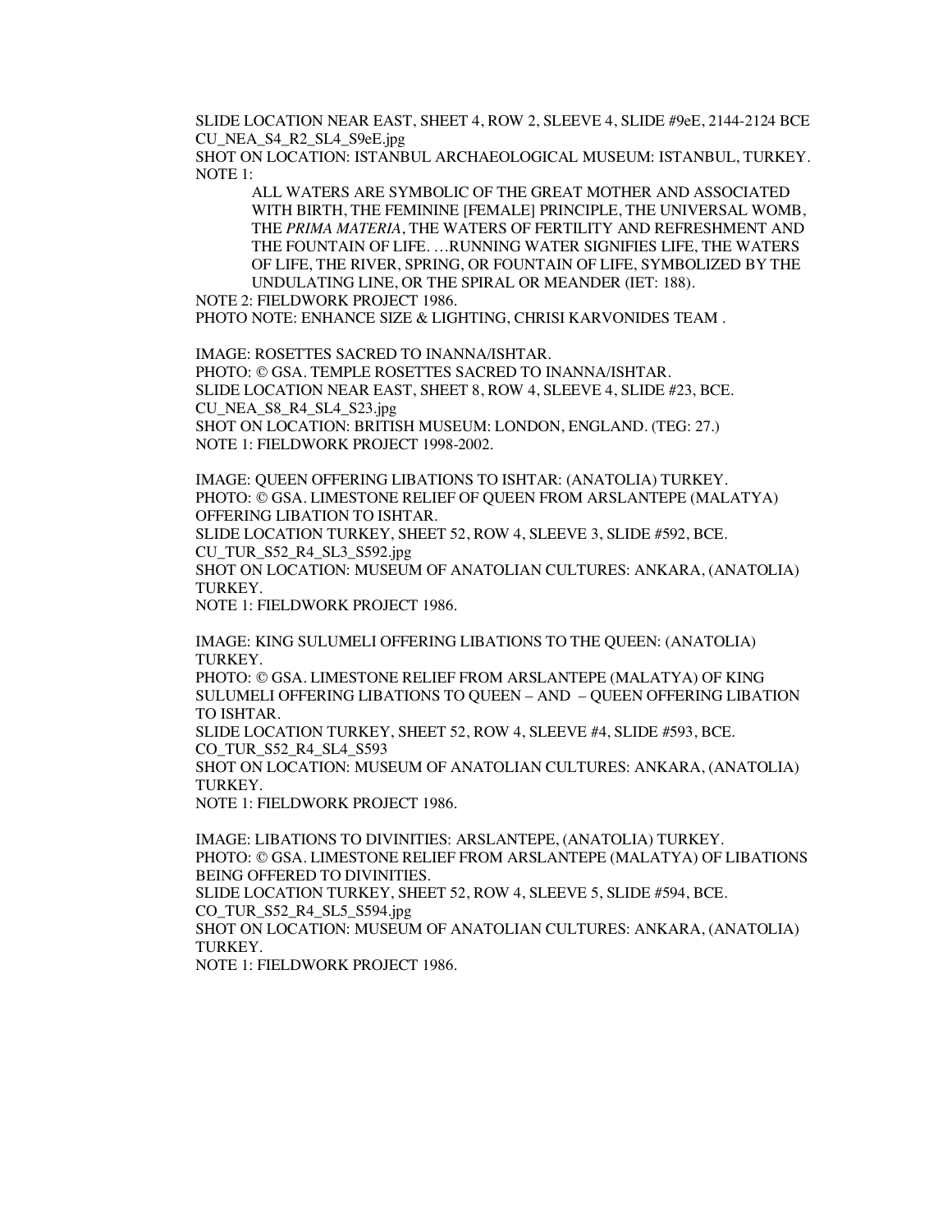SLIDE LOCATION NEAR EAST, SHEET 4, ROW 2, SLEEVE 4, SLIDE #9eE, 2144-2124 BCE
CU_NEA_S4_R2_SL4_S9eE.jpg
SHOT ON LOCATION: ISTANBUL ARCHAEOLOGICAL MUSEUM: ISTANBUL, TURKEY.
NOTE 1:

> ALL WATERS ARE SYMBOLIC OF THE GREAT MOTHER AND ASSOCIATED WITH BIRTH, THE FEMININE [FEMALE] PRINCIPLE, THE UNIVERSAL WOMB, THE *PRIMA MATERIA*, THE WATERS OF FERTILITY AND REFRESHMENT AND THE FOUNTAIN OF LIFE. …RUNNING WATER SIGNIFIES LIFE, THE WATERS OF LIFE, THE RIVER, SPRING, OR FOUNTAIN OF LIFE, SYMBOLIZED BY THE UNDULATING LINE, OR THE SPIRAL OR MEANDER (IET: 188).

NOTE 2: FIELDWORK PROJECT 1986.
PHOTO NOTE: ENHANCE SIZE & LIGHTING, CHRISI KARVONIDES TEAM .

IMAGE: ROSETTES SACRED TO INANNA/ISHTAR.
PHOTO: © GSA. TEMPLE ROSETTES SACRED TO INANNA/ISHTAR.
SLIDE LOCATION NEAR EAST, SHEET 8, ROW 4, SLEEVE 4, SLIDE #23, BCE.
CU_NEA_S8_R4_SL4_S23.jpg
SHOT ON LOCATION: BRITISH MUSEUM: LONDON, ENGLAND. (TEG: 27.)
NOTE 1: FIELDWORK PROJECT 1998-2002.

IMAGE: QUEEN OFFERING LIBATIONS TO ISHTAR: (ANATOLIA) TURKEY.
PHOTO: © GSA. LIMESTONE RELIEF OF QUEEN FROM ARSLANTEPE (MALATYA) OFFERING LIBATION TO ISHTAR.
SLIDE LOCATION TURKEY, SHEET 52, ROW 4, SLEEVE 3, SLIDE #592, BCE.
CU_TUR_S52_R4_SL3_S592.jpg
SHOT ON LOCATION: MUSEUM OF ANATOLIAN CULTURES: ANKARA, (ANATOLIA) TURKEY.
NOTE 1: FIELDWORK PROJECT 1986.

IMAGE: KING SULUMELI OFFERING LIBATIONS TO THE QUEEN: (ANATOLIA) TURKEY.
PHOTO: © GSA. LIMESTONE RELIEF FROM ARSLANTEPE (MALATYA) OF KING SULUMELI OFFERING LIBATIONS TO QUEEN – AND – QUEEN OFFERING LIBATION TO ISHTAR.
SLIDE LOCATION TURKEY, SHEET 52, ROW 4, SLEEVE #4, SLIDE #593, BCE.
CO_TUR_S52_R4_SL4_S593
SHOT ON LOCATION: MUSEUM OF ANATOLIAN CULTURES: ANKARA, (ANATOLIA) TURKEY.
NOTE 1: FIELDWORK PROJECT 1986.

IMAGE: LIBATIONS TO DIVINITIES: ARSLANTEPE, (ANATOLIA) TURKEY.
PHOTO: © GSA. LIMESTONE RELIEF FROM ARSLANTEPE (MALATYA) OF LIBATIONS BEING OFFERED TO DIVINITIES.
SLIDE LOCATION TURKEY, SHEET 52, ROW 4, SLEEVE 5, SLIDE #594, BCE.
CO_TUR_S52_R4_SL5_S594.jpg
SHOT ON LOCATION: MUSEUM OF ANATOLIAN CULTURES: ANKARA, (ANATOLIA) TURKEY.
NOTE 1: FIELDWORK PROJECT 1986.